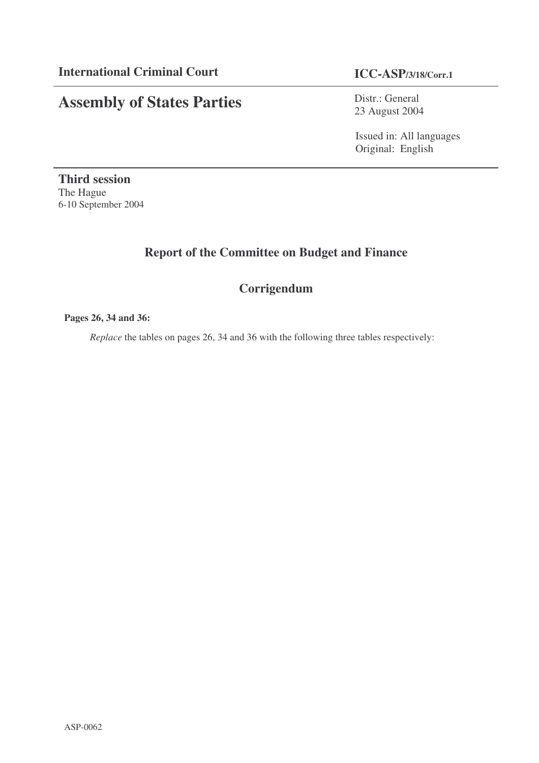**International Criminal Court**

**ICC-ASP/3/18/Corr.1**

# Assembly of States Parties

Distr.: General
23 August 2004

Issued in: All languages
Original: English

**Third session**
The Hague
6-10 September 2004

## Report of the Committee on Budget and Finance

## Corrigendum

**Pages 26, 34 and 36:**

*Replace* the tables on pages 26, 34 and 36 with the following three tables respectively:

ASP-0062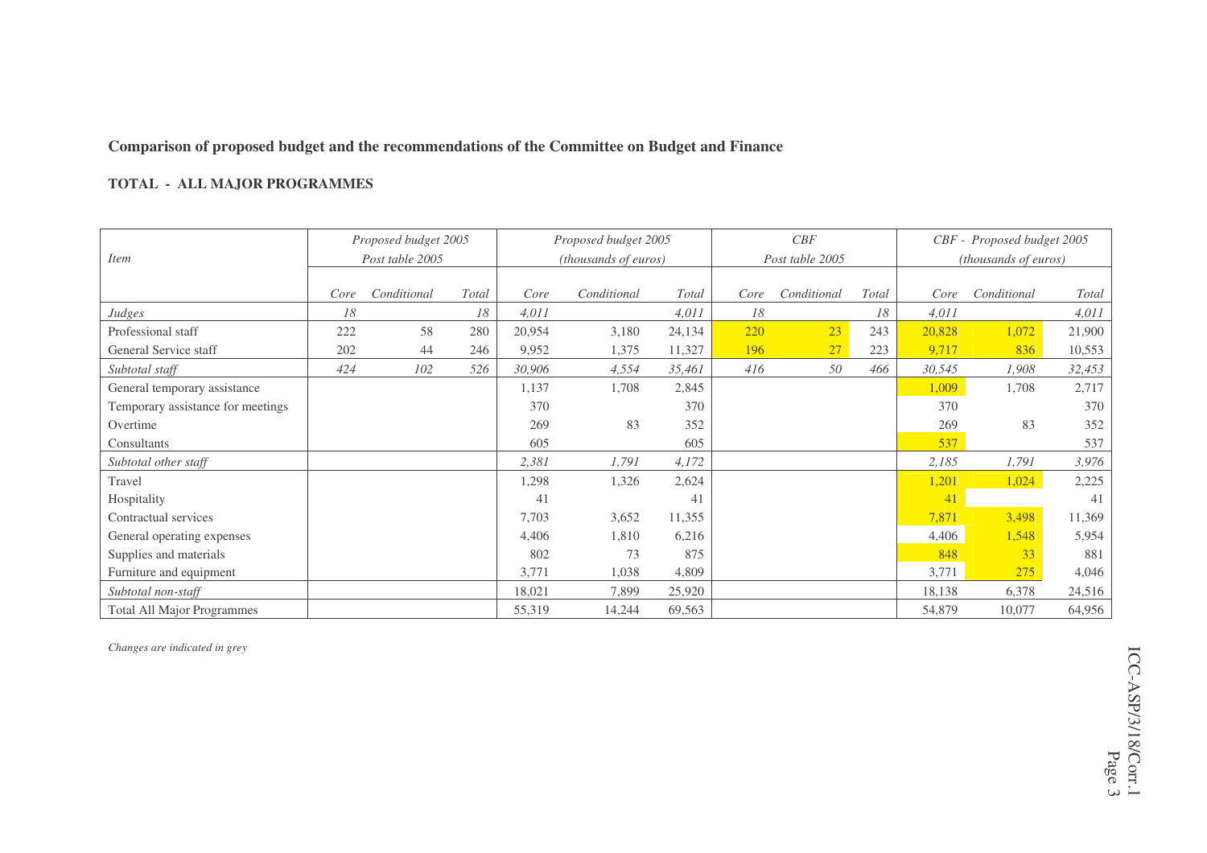**Comparison of proposed budget and the recommendations of the Committee on Budget and Finance**

**TOTAL - ALL MAJOR PROGRAMMES**

| *Item* | *Proposed budget 2005 Post table 2005* | | | *Proposed budget 2005 (thousands of euros)* | | | *CBF Post table 2005* | | | *CBF - Proposed budget 2005 (thousands of euros)* | | |
|---|---|---|---|---|---|---|---|---|---|---|---|---|
| | *Core* | *Conditional* | *Total* | *Core* | *Conditional* | *Total* | *Core* | *Conditional* | *Total* | *Core* | *Conditional* | *Total* |
| *Judges* | *18* | | *18* | *4,011* | | *4,011* | *18* | | *18* | *4,011* | | *4,011* |
| Professional staff | 222 | 58 | 280 | 20,954 | 3,180 | 24,134 | 220 | 23 | 243 | 20,828 | 1,072 | 21,900 |
| General Service staff | 202 | 44 | 246 | 9,952 | 1,375 | 11,327 | 196 | 27 | 223 | 9,717 | 836 | 10,553 |
| *Subtotal staff* | *424* | *102* | *526* | *30,906* | *4,554* | *35,461* | *416* | *50* | *466* | *30,545* | *1,908* | *32,453* |
| General temporary assistance | | | | 1,137 | 1,708 | 2,845 | | | | 1,009 | 1,708 | 2,717 |
| Temporary assistance for meetings | | | | 370 | | 370 | | | | 370 | | 370 |
| Overtime | | | | 269 | 83 | 352 | | | | 269 | 83 | 352 |
| Consultants | | | | 605 | | 605 | | | | 537 | | 537 |
| *Subtotal other staff* | | | | *2,381* | *1,791* | *4,172* | | | | *2,185* | *1,791* | *3,976* |
| Travel | | | | 1,298 | 1,326 | 2,624 | | | | 1,201 | 1,024 | 2,225 |
| Hospitality | | | | 41 | | 41 | | | | 41 | | 41 |
| Contractual services | | | | 7,703 | 3,652 | 11,355 | | | | 7,871 | 3,498 | 11,369 |
| General operating expenses | | | | 4,406 | 1,810 | 6,216 | | | | 4,406 | 1,548 | 5,954 |
| Supplies and materials | | | | 802 | 73 | 875 | | | | 848 | 33 | 881 |
| Furniture and equipment | | | | 3,771 | 1,038 | 4,809 | | | | 3,771 | 275 | 4,046 |
| *Subtotal non-staff* | | | | 18,021 | 7,899 | 25,920 | | | | 18,138 | 6,378 | 24,516 |
| Total All Major Programmes | | | | 55,319 | 14,244 | 69,563 | | | | 54,879 | 10,077 | 64,956 |

*Changes are indicated in grey*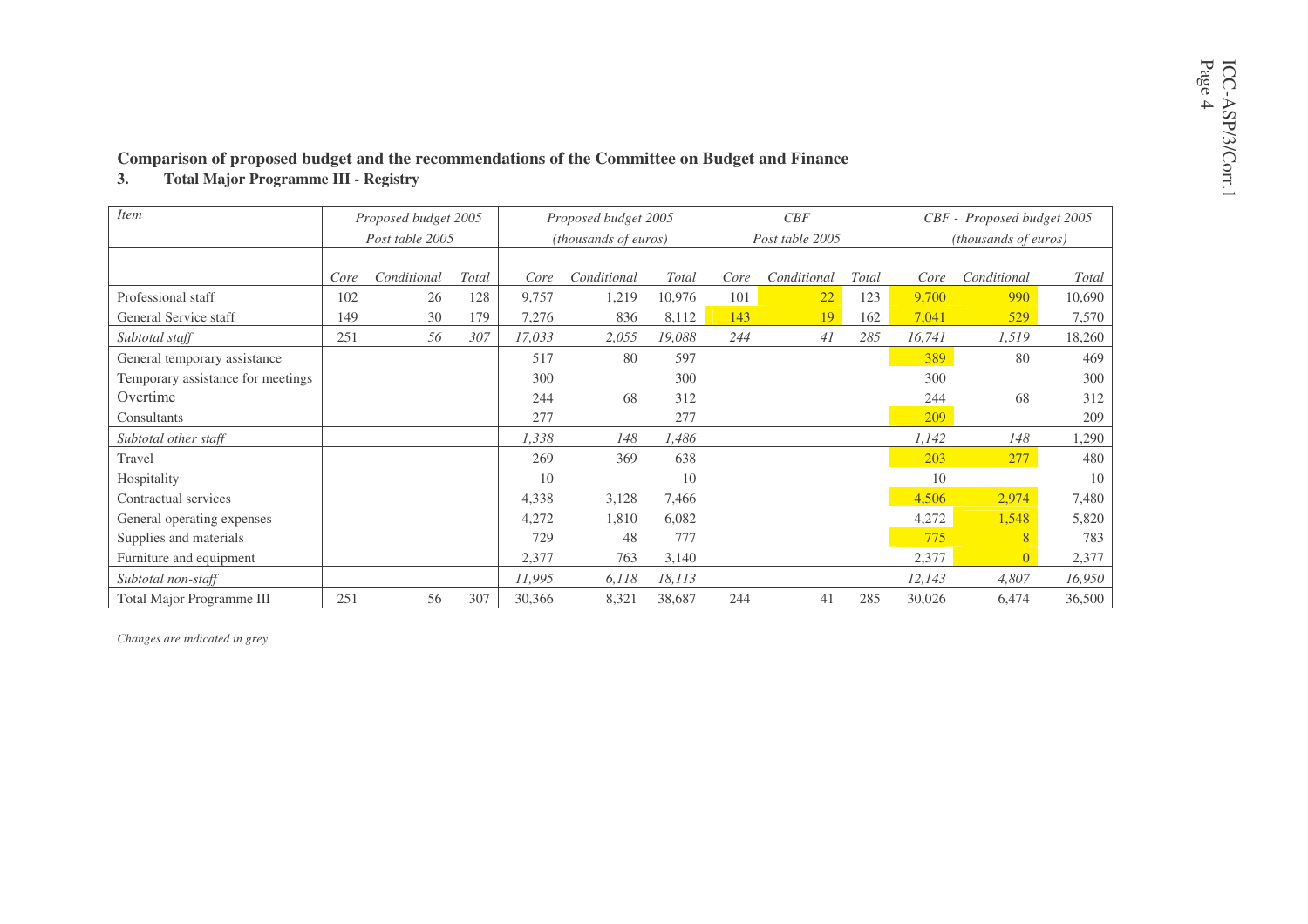**Comparison of proposed budget and the recommendations of the Committee on Budget and Finance**

**3. Total Major Programme III - Registry**

| *Item* | *Proposed budget 2005 Post table 2005* | | | *Proposed budget 2005 (thousands of euros)* | | | *CBF Post table 2005* | | | *CBF - Proposed budget 2005 (thousands of euros)* | | |
|---|---|---|---|---|---|---|---|---|---|---|---|---|
| | *Core* | *Conditional* | *Total* | *Core* | *Conditional* | *Total* | *Core* | *Conditional* | *Total* | *Core* | *Conditional* | *Total* |
| Professional staff | 102 | 26 | 128 | 9,757 | 1,219 | 10,976 | 101 | 22 | 123 | 9,700 | 990 | 10,690 |
| General Service staff | 149 | 30 | 179 | 7,276 | 836 | 8,112 | 143 | 19 | 162 | 7,041 | 529 | 7,570 |
| *Subtotal staff* | 251 | *56* | *307* | *17,033* | *2,055* | *19,088* | *244* | *41* | *285* | *16,741* | *1,519* | 18,260 |
| General temporary assistance | | | | 517 | 80 | 597 | | | | 389 | 80 | 469 |
| Temporary assistance for meetings | | | | 300 | | 300 | | | | 300 | | 300 |
| Overtime | | | | 244 | 68 | 312 | | | | 244 | 68 | 312 |
| Consultants | | | | 277 | | 277 | | | | 209 | | 209 |
| *Subtotal other staff* | | | | *1,338* | *148* | *1,486* | | | | *1,142* | *148* | 1,290 |
| Travel | | | | 269 | 369 | 638 | | | | 203 | 277 | 480 |
| Hospitality | | | | 10 | | 10 | | | | 10 | | 10 |
| Contractual services | | | | 4,338 | 3,128 | 7,466 | | | | 4,506 | 2,974 | 7,480 |
| General operating expenses | | | | 4,272 | 1,810 | 6,082 | | | | 4,272 | 1,548 | 5,820 |
| Supplies and materials | | | | 729 | 48 | 777 | | | | 775 | 8 | 783 |
| Furniture and equipment | | | | 2,377 | 763 | 3,140 | | | | 2,377 | 0 | 2,377 |
| *Subtotal non-staff* | | | | *11,995* | *6,118* | *18,113* | | | | *12,143* | *4,807* | *16,950* |
| Total Major Programme III | 251 | 56 | 307 | 30,366 | 8,321 | 38,687 | 244 | 41 | 285 | 30,026 | 6,474 | 36,500 |

*Changes are indicated in grey*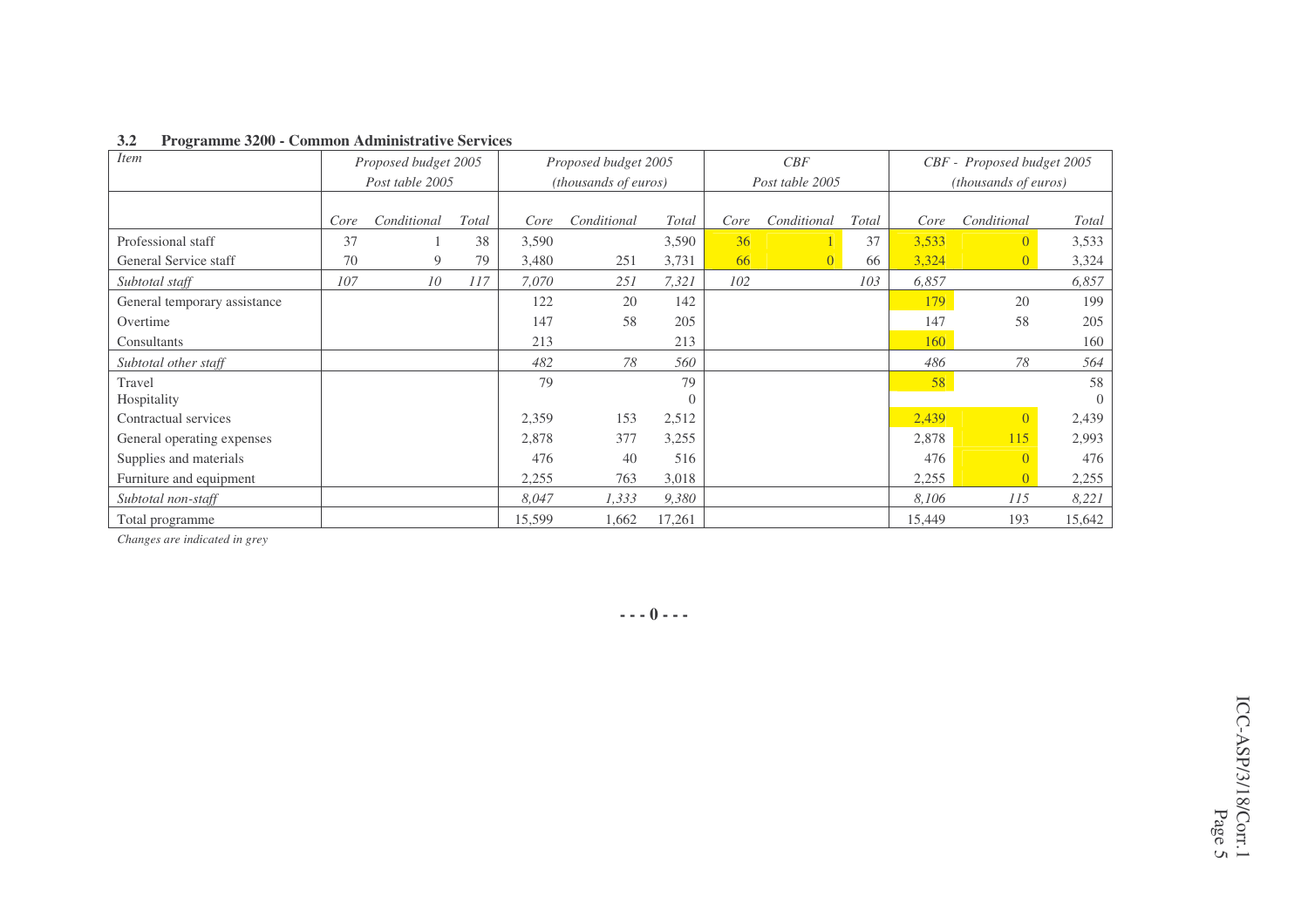### 3.2 Programme 3200 - Common Administrative Services

| *Item* | *Proposed budget 2005* | | | *Proposed budget 2005* | | | *CBF* | | | *CBF - Proposed budget 2005* | | |
|---|---|---|---|---|---|---|---|---|---|---|---|---|
| | *Post table 2005* | | | *(thousands of euros)* | | | *Post table 2005* | | | *(thousands of euros)* | | |
| | *Core* | *Conditional* | *Total* | *Core* | *Conditional* | *Total* | *Core* | *Conditional* | *Total* | *Core* | *Conditional* | *Total* |
| Professional staff | 37 | 1 | 38 | 3,590 | | 3,590 | 36 | 1 | 37 | 3,533 | 0 | 3,533 |
| General Service staff | 70 | 9 | 79 | 3,480 | 251 | 3,731 | 66 | 0 | 66 | 3,324 | 0 | 3,324 |
| *Subtotal staff* | *107* | *10* | *117* | *7,070* | *251* | *7,321* | *102* | | *103* | *6,857* | | *6,857* |
| General temporary assistance | | | | 122 | 20 | 142 | | | | 179 | 20 | 199 |
| Overtime | | | | 147 | 58 | 205 | | | | 147 | 58 | 205 |
| Consultants | | | | 213 | | 213 | | | | 160 | | 160 |
| *Subtotal other staff* | | | | *482* | *78* | *560* | | | | *486* | *78* | *564* |
| Travel | | | | 79 | | 79 | | | | 58 | | 58 |
| Hospitality | | | | | | 0 | | | | | | 0 |
| Contractual services | | | | 2,359 | 153 | 2,512 | | | | 2,439 | 0 | 2,439 |
| General operating expenses | | | | 2,878 | 377 | 3,255 | | | | 2,878 | 115 | 2,993 |
| Supplies and materials | | | | 476 | 40 | 516 | | | | 476 | 0 | 476 |
| Furniture and equipment | | | | 2,255 | 763 | 3,018 | | | | 2,255 | 0 | 2,255 |
| *Subtotal non-staff* | | | | *8,047* | *1,333* | *9,380* | | | | *8,106* | *115* | *8,221* |
| Total programme | | | | 15,599 | 1,662 | 17,261 | | | | 15,449 | 193 | 15,642 |

*Changes are indicated in grey*

**- - - 0 - - -**